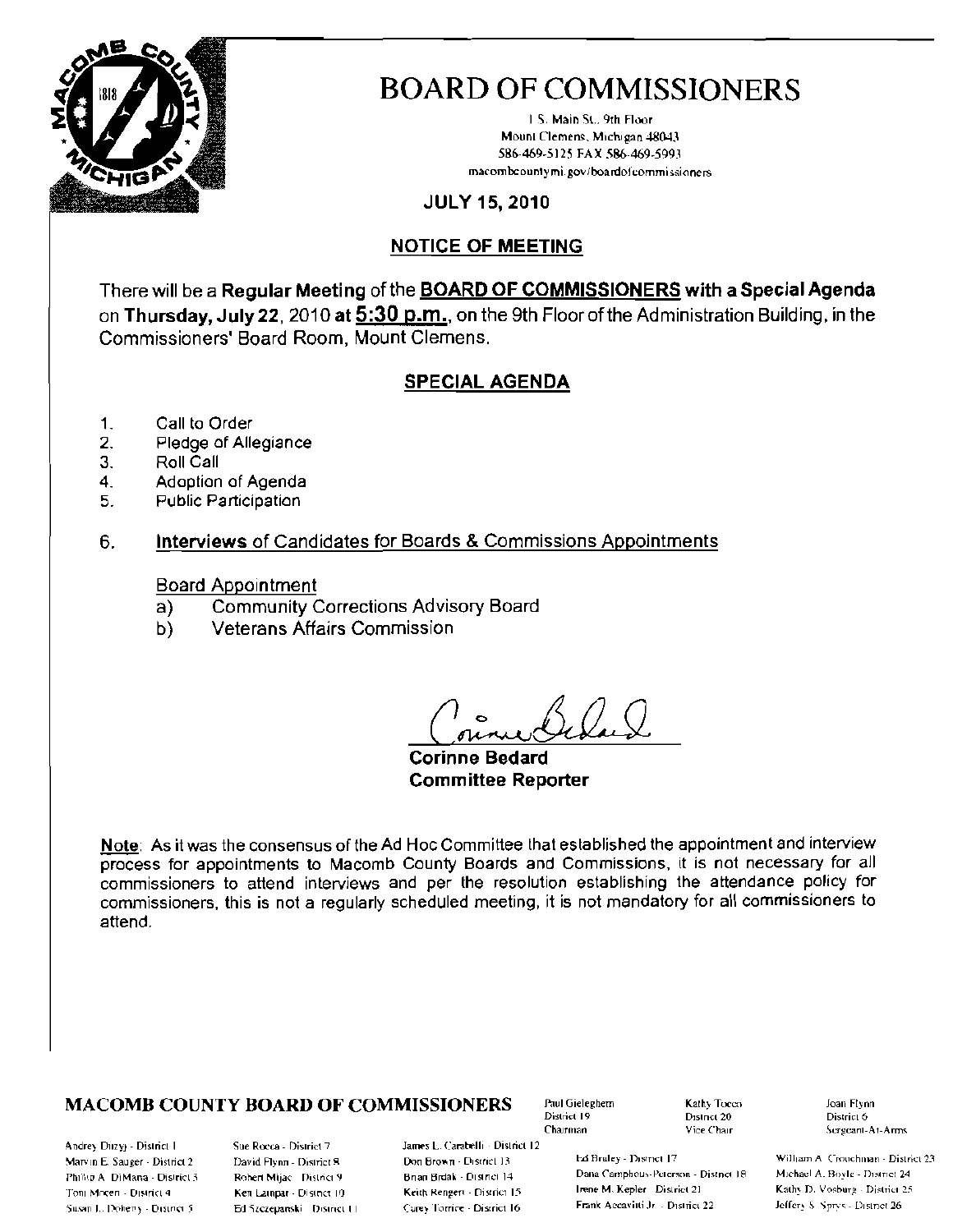# BOARD OF COMMISSIONERS

1 S. Main St., 9th Floor
Mount Clemens, Michigan 48043
586-469-5125 FAX 586-469-5993
macombcountymi.gov/boardofcommissioners

**JULY 15, 2010**

## NOTICE OF MEETING

There will be a **Regular Meeting** of the **BOARD OF COMMISSIONERS with a Special Agenda** on **Thursday, July 22**, 2010 **at 5:30 p.m.**, on the 9th Floor of the Administration Building, in the Commissioners' Board Room, Mount Clemens.

## SPECIAL AGENDA

1. Call to Order
2. Pledge of Allegiance
3. Roll Call
4. Adoption of Agenda
5. Public Participation
6. **Interviews** of Candidates for Boards & Commissions Appointments

   Board Appointment
   a) Community Corrections Advisory Board
   b) Veterans Affairs Commission

**Corinne Bedard**
**Committee Reporter**

**Note**: As it was the consensus of the Ad Hoc Committee that established the appointment and interview process for appointments to Macomb County Boards and Commissions, it is not necessary for all commissioners to attend interviews and per the resolution establishing the attendance policy for commissioners, this is not a regularly scheduled meeting, it is not mandatory for all commissioners to attend.

**MACOMB COUNTY BOARD OF COMMISSIONERS**

Paul Gieleghem - District 19 - Chairman
Kathy Tocco - District 20 - Vice Chair
Joan Flynn - District 6 - Sergeant-At-Arms

Andrey Duzyj - District 1
Marvin E. Sauger - District 2
Phillip A. DiMaria - District 3
Toni Moceri - District 4
Susan L. Doherty - District 5
Sue Rocca - District 7
David Flynn - District 8
Robert Mijac - District 9
Ken Lampar - District 10
Ed Szczepanski - District 11
James L. Carabelli - District 12
Don Brown - District 13
Brian Brdak - District 14
Keith Rengert - District 15
Carey Torrice - District 16
Ed Bruley - District 17
Dana Camphous-Peterson - District 18
Irene M. Kepler - District 21
Frank Accavitti Jr. - District 22
William A. Crouchman - District 23
Michael A. Boyle - District 24
Kathy D. Vosburg - District 25
Jeffery S. Sprys - District 26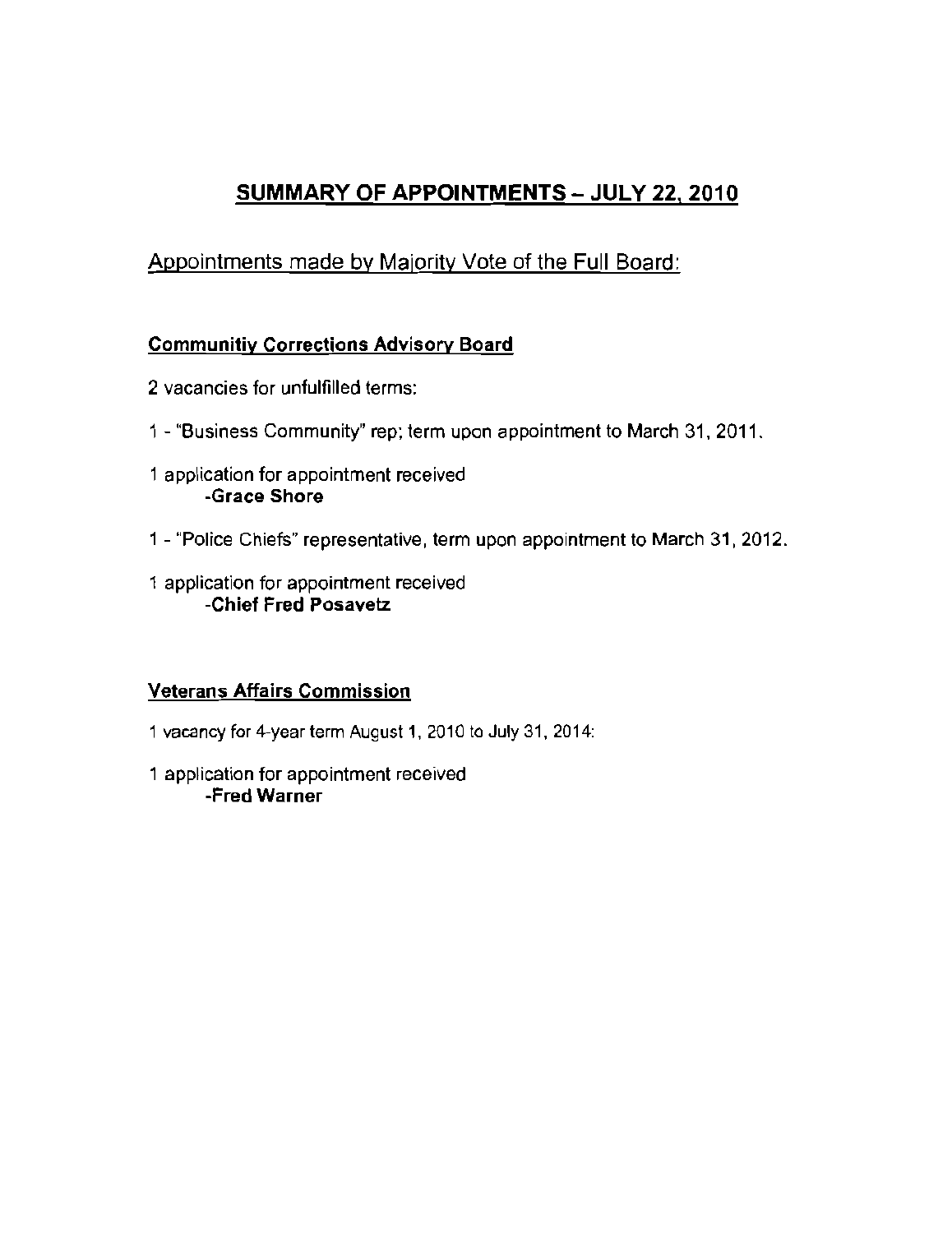# SUMMARY OF APPOINTMENTS – JULY 22, 2010

## Appointments made by Majority Vote of the Full Board:

### Communitiy Corrections Advisory Board

2 vacancies for unfulfilled terms:

1 - "Business Community" rep; term upon appointment to March 31, 2011.

1 application for appointment received
- **Grace Shore**

1 - "Police Chiefs" representative, term upon appointment to March 31, 2012.

1 application for appointment received
- **Chief Fred Posavetz**

### Veterans Affairs Commission

1 vacancy for 4-year term August 1, 2010 to July 31, 2014:

1 application for appointment received
- **Fred Warner**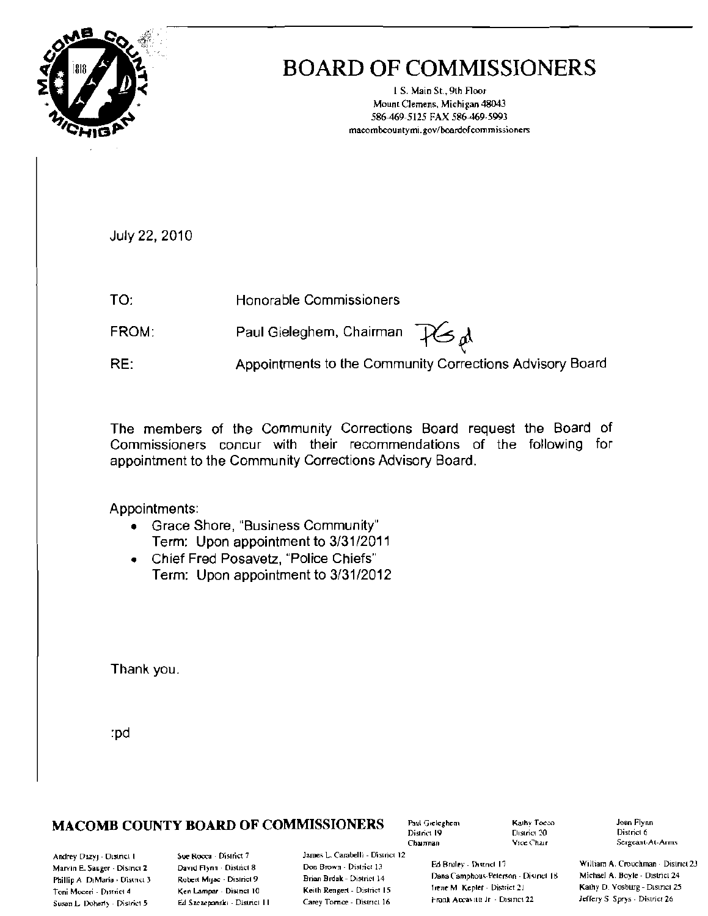# BOARD OF COMMISSIONERS

1 S. Main St., 9th Floor
Mount Clemens, Michigan 48043
586-469-5125 FAX 586-469-5993
macombcountymi.gov/boardofcommissioners

July 22, 2010

TO: Honorable Commissioners

FROM: Paul Gieleghem, Chairman

RE: Appointments to the Community Corrections Advisory Board

The members of the Community Corrections Board request the Board of Commissioners concur with their recommendations of the following for appointment to the Community Corrections Advisory Board.

Appointments:

- Grace Shore, "Business Community"
  Term: Upon appointment to 3/31/2011
- Chief Fred Posavetz, "Police Chiefs"
  Term: Upon appointment to 3/31/2012

Thank you.

:pd

**MACOMB COUNTY BOARD OF COMMISSIONERS**

Paul Gieleghem - District 19 - Chairman
Kathy Tocco - District 20 - Vice Chair
Joan Flynn - District 6 - Sergeant-At-Arms

Andrey Duzyj - District 1
Marvin E. Sauger - District 2
Phillip A. DiMaria - District 3
Toni Moceri - District 4
Susan L. Doherty - District 5
Sue Rocca - District 7
David Flynn - District 8
Robert Mijac - District 9
Ken Lampar - District 10
Ed Szczepanski - District 11
James L. Carabelli - District 12
Don Brown - District 13
Brian Brdak - District 14
Keith Rengert - District 15
Carey Torrice - District 16
Ed Bruley - District 17
Dana Camphous-Peterson - District 18
Irene M. Kepler - District 21
Frank Accavitti Jr. - District 22
William A. Crouchman - District 23
Michael A. Boyle - District 24
Kathy D. Vosburg - District 25
Jeffery S. Sprys - District 26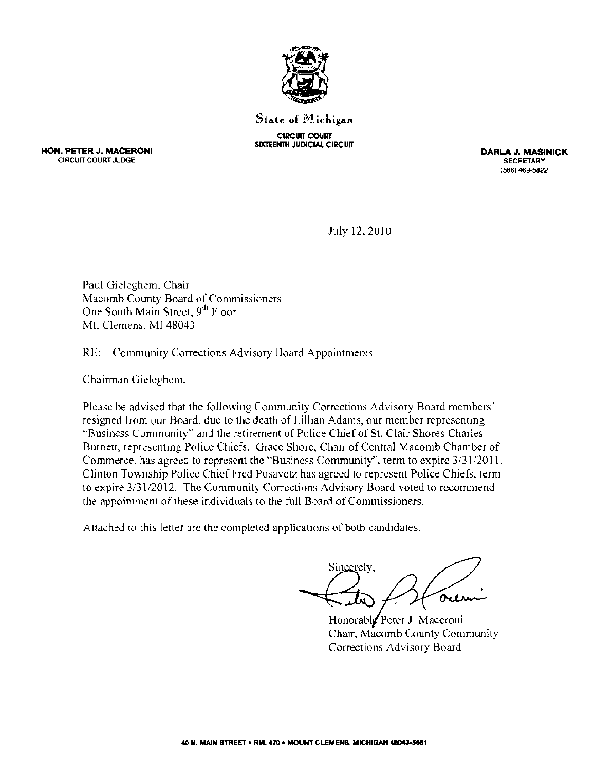State of Michigan

CIRCUIT COURT
SIXTEENTH JUDICIAL CIRCUIT

**HON. PETER J. MACERONI**
CIRCUIT COURT JUDGE

**DARLA J. MASINICK**
SECRETARY
(586) 469-5822

July 12, 2010

Paul Gieleghem, Chair
Macomb County Board of Commissioners
One South Main Street, 9th Floor
Mt. Clemens, MI 48043

RE: Community Corrections Advisory Board Appointments

Chairman Gieleghem,

Please be advised that the following Community Corrections Advisory Board members' resigned from our Board, due to the death of Lillian Adams, our member representing "Business Community" and the retirement of Police Chief of St. Clair Shores Charles Burnett, representing Police Chiefs. Grace Shore, Chair of Central Macomb Chamber of Commerce, has agreed to represent the "Business Community", term to expire 3/31/2011. Clinton Township Police Chief Fred Posavetz has agreed to represent Police Chiefs, term to expire 3/31/2012. The Community Corrections Advisory Board voted to recommend the appointment of these individuals to the full Board of Commissioners.

Attached to this letter are the completed applications of both candidates.

Sincerely,

Honorable Peter J. Maceroni
Chair, Macomb County Community Corrections Advisory Board

40 N. MAIN STREET • RM. 470 • MOUNT CLEMENS, MICHIGAN 48043-5661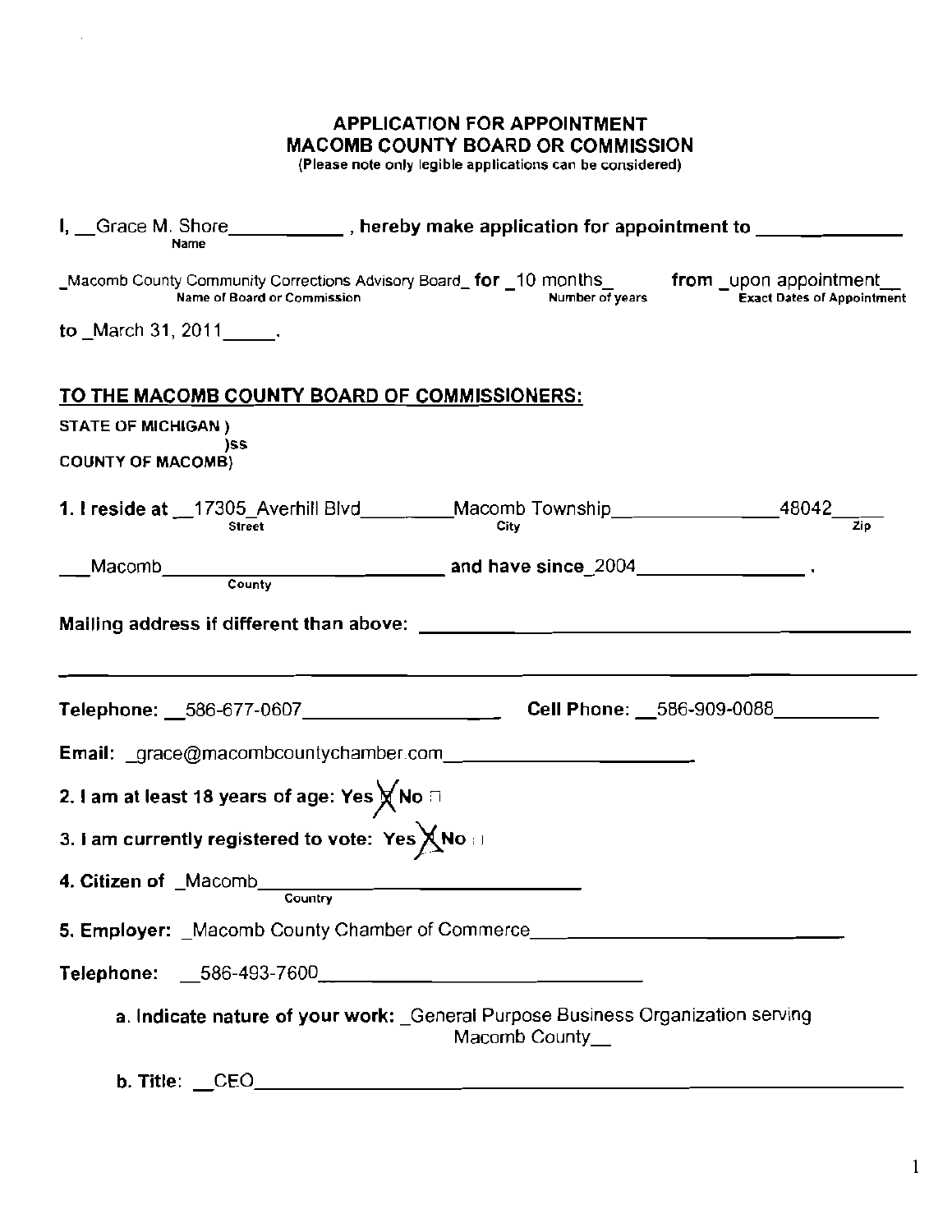**APPLICATION FOR APPOINTMENT**
**MACOMB COUNTY BOARD OR COMMISSION**
(Please note only legible applications can be considered)

**I,** Grace M. Shore (Name), **hereby make application for appointment to** Macomb County Community Corrections Advisory Board (Name of Board or Commission) **for** 10 months (Number of years) **from** upon appointment (Exact Dates of Appointment) **to** March 31, 2011.

**TO THE MACOMB COUNTY BOARD OF COMMISSIONERS:**

**STATE OF MICHIGAN )**
**)ss**
**COUNTY OF MACOMB)**

**1. I reside at** 17305 Averhill Blvd (Street) Macomb Township (City) 48042 (Zip)

Macomb (County) **and have since** 2004.

**Mailing address if different than above:** ____________________

**Telephone:** 586-677-0607 **Cell Phone:** 586-909-0088

**Email:** grace@macombcountychamber.com

**2. I am at least 18 years of age: Yes** ☒ **No** ☐

**3. I am currently registered to vote: Yes** ☒ **No** ☐

**4. Citizen of** Macomb (Country)

**5. Employer:** Macomb County Chamber of Commerce

**Telephone:** 586-493-7600

a. **Indicate nature of your work:** General Purpose Business Organization serving Macomb County

b. **Title:** CEO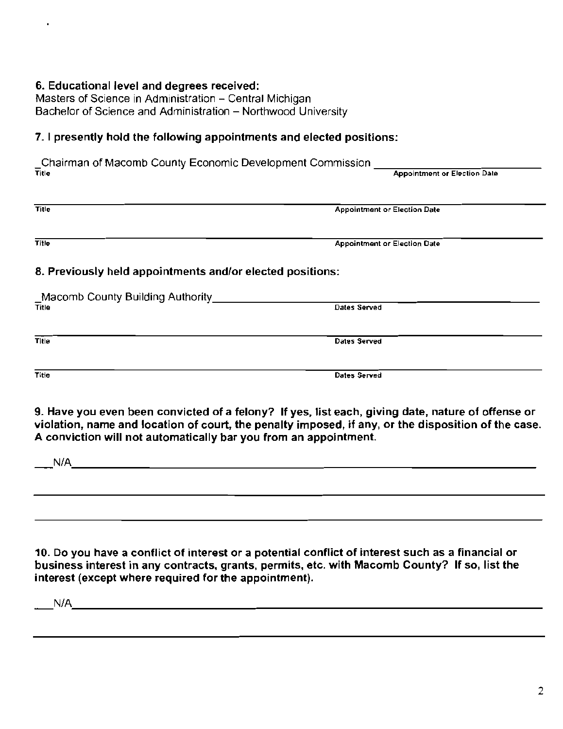**6. Educational level and degrees received:**
Masters of Science in Administration – Central Michigan
Bachelor of Science and Administration – Northwood University

**7. I presently hold the following appointments and elected positions:**

| Title | Appointment or Election Date |
|---|---|
| Chairman of Macomb County Economic Development Commission | |
| | |
| | |

**8. Previously held appointments and/or elected positions:**

| Title | Dates Served |
|---|---|
| Macomb County Building Authority | |
| | |
| | |

**9. Have you even been convicted of a felony? If yes, list each, giving date, nature of offense or violation, name and location of court, the penalty imposed, if any, or the disposition of the case. A conviction will not automatically bar you from an appointment.**

N/A

**10. Do you have a conflict of interest or a potential conflict of interest such as a financial or business interest in any contracts, grants, permits, etc. with Macomb County? If so, list the interest (except where required for the appointment).**

N/A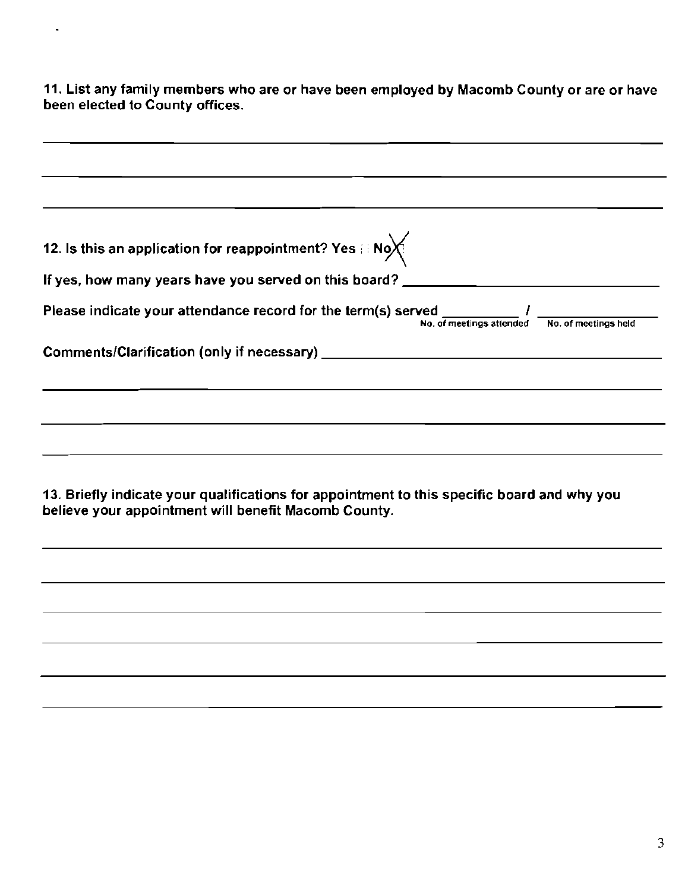**11. List any family members who are or have been employed by Macomb County or are or have been elected to County offices.**

\_\_\_\_\_\_\_\_\_\_\_\_\_\_\_\_\_\_\_\_\_\_\_\_\_\_\_\_\_\_\_\_\_\_\_\_\_\_\_\_\_\_\_\_\_\_\_\_\_\_\_\_\_\_\_\_\_\_\_\_\_\_\_\_\_\_\_\_\_\_\_\_

\_\_\_\_\_\_\_\_\_\_\_\_\_\_\_\_\_\_\_\_\_\_\_\_\_\_\_\_\_\_\_\_\_\_\_\_\_\_\_\_\_\_\_\_\_\_\_\_\_\_\_\_\_\_\_\_\_\_\_\_\_\_\_\_\_\_\_\_\_\_\_\_

\_\_\_\_\_\_\_\_\_\_\_\_\_\_\_\_\_\_\_\_\_\_\_\_\_\_\_\_\_\_\_\_\_\_\_\_\_\_\_\_\_\_\_\_\_\_\_\_\_\_\_\_\_\_\_\_\_\_\_\_\_\_\_\_\_\_\_\_\_\_\_\_

**12. Is this an application for reappointment? Yes ☐ No ☒**

**If yes, how many years have you served on this board?** \_\_\_\_\_\_\_\_\_\_\_\_\_\_\_\_\_\_\_\_\_\_\_\_\_\_\_\_

**Please indicate your attendance record for the term(s) served** \_\_\_\_\_\_\_\_\_\_ / \_\_\_\_\_\_\_\_\_\_
No. of meetings attended / No. of meetings held

**Comments/Clarification (only if necessary)** \_\_\_\_\_\_\_\_\_\_\_\_\_\_\_\_\_\_\_\_\_\_\_\_\_\_\_\_\_\_\_\_\_\_\_\_

\_\_\_\_\_\_\_\_\_\_\_\_\_\_\_\_\_\_\_\_\_\_\_\_\_\_\_\_\_\_\_\_\_\_\_\_\_\_\_\_\_\_\_\_\_\_\_\_\_\_\_\_\_\_\_\_\_\_\_\_\_\_\_\_\_\_\_\_\_\_\_\_

\_\_\_\_\_\_\_\_\_\_\_\_\_\_\_\_\_\_\_\_\_\_\_\_\_\_\_\_\_\_\_\_\_\_\_\_\_\_\_\_\_\_\_\_\_\_\_\_\_\_\_\_\_\_\_\_\_\_\_\_\_\_\_\_\_\_\_\_\_\_\_\_

\_\_\_\_\_\_\_\_\_\_\_\_\_\_\_\_\_\_\_\_\_\_\_\_\_\_\_\_\_\_\_\_\_\_\_\_\_\_\_\_\_\_\_\_\_\_\_\_\_\_\_\_\_\_\_\_\_\_\_\_\_\_\_\_\_\_\_\_\_\_\_\_

**13. Briefly indicate your qualifications for appointment to this specific board and why you believe your appointment will benefit Macomb County.**

\_\_\_\_\_\_\_\_\_\_\_\_\_\_\_\_\_\_\_\_\_\_\_\_\_\_\_\_\_\_\_\_\_\_\_\_\_\_\_\_\_\_\_\_\_\_\_\_\_\_\_\_\_\_\_\_\_\_\_\_\_\_\_\_\_\_\_\_\_\_\_\_

\_\_\_\_\_\_\_\_\_\_\_\_\_\_\_\_\_\_\_\_\_\_\_\_\_\_\_\_\_\_\_\_\_\_\_\_\_\_\_\_\_\_\_\_\_\_\_\_\_\_\_\_\_\_\_\_\_\_\_\_\_\_\_\_\_\_\_\_\_\_\_\_

\_\_\_\_\_\_\_\_\_\_\_\_\_\_\_\_\_\_\_\_\_\_\_\_\_\_\_\_\_\_\_\_\_\_\_\_\_\_\_\_\_\_\_\_\_\_\_\_\_\_\_\_\_\_\_\_\_\_\_\_\_\_\_\_\_\_\_\_\_\_\_\_

\_\_\_\_\_\_\_\_\_\_\_\_\_\_\_\_\_\_\_\_\_\_\_\_\_\_\_\_\_\_\_\_\_\_\_\_\_\_\_\_\_\_\_\_\_\_\_\_\_\_\_\_\_\_\_\_\_\_\_\_\_\_\_\_\_\_\_\_\_\_\_\_

\_\_\_\_\_\_\_\_\_\_\_\_\_\_\_\_\_\_\_\_\_\_\_\_\_\_\_\_\_\_\_\_\_\_\_\_\_\_\_\_\_\_\_\_\_\_\_\_\_\_\_\_\_\_\_\_\_\_\_\_\_\_\_\_\_\_\_\_\_\_\_\_

\_\_\_\_\_\_\_\_\_\_\_\_\_\_\_\_\_\_\_\_\_\_\_\_\_\_\_\_\_\_\_\_\_\_\_\_\_\_\_\_\_\_\_\_\_\_\_\_\_\_\_\_\_\_\_\_\_\_\_\_\_\_\_\_\_\_\_\_\_\_\_\_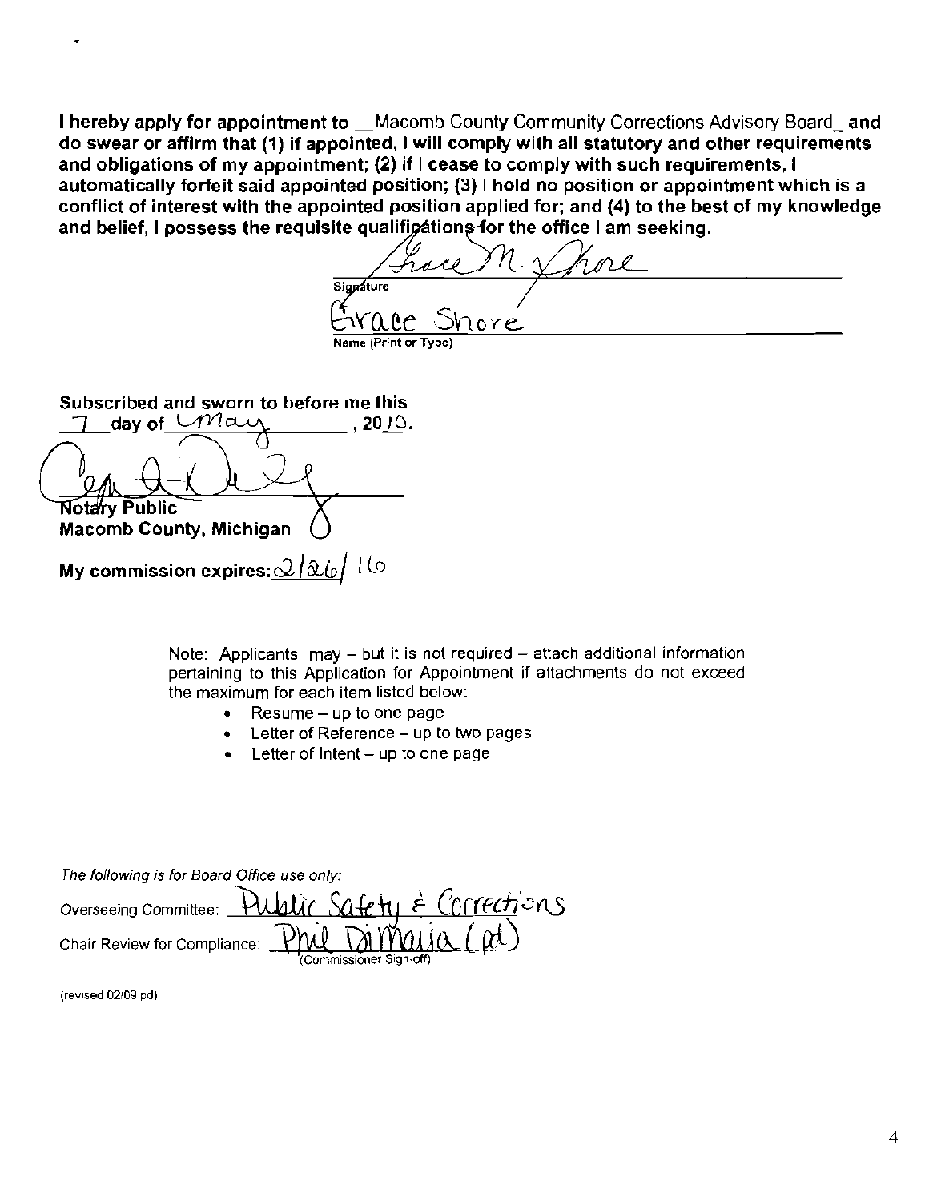**I hereby apply for appointment to \_\_Macomb County Community Corrections Advisory Board\_ and do swear or affirm that (1) if appointed, I will comply with all statutory and other requirements and obligations of my appointment; (2) if I cease to comply with such requirements, I automatically forfeit said appointed position; (3) I hold no position or appointment which is a conflict of interest with the appointed position applied for; and (4) to the best of my knowledge and belief, I possess the requisite qualifications for the office I am seeking.**

Grace M. Shore
Signature

Grace Shore
Name (Print or Type)

**Subscribed and sworn to before me this**
**7 day of May, 2010.**

[signature]
**Notary Public**
**Macomb County, Michigan**

**My commission expires:** 2/26/16

Note: Applicants may – but it is not required – attach additional information pertaining to this Application for Appointment if attachments do not exceed the maximum for each item listed below:

- Resume – up to one page
- Letter of Reference – up to two pages
- Letter of Intent – up to one page

*The following is for Board Office use only:*

Overseeing Committee: Public Safety & Corrections

Chair Review for Compliance: Phil DiMaria (pd)
(Commissioner Sign-off)

(revised 02/09 pd)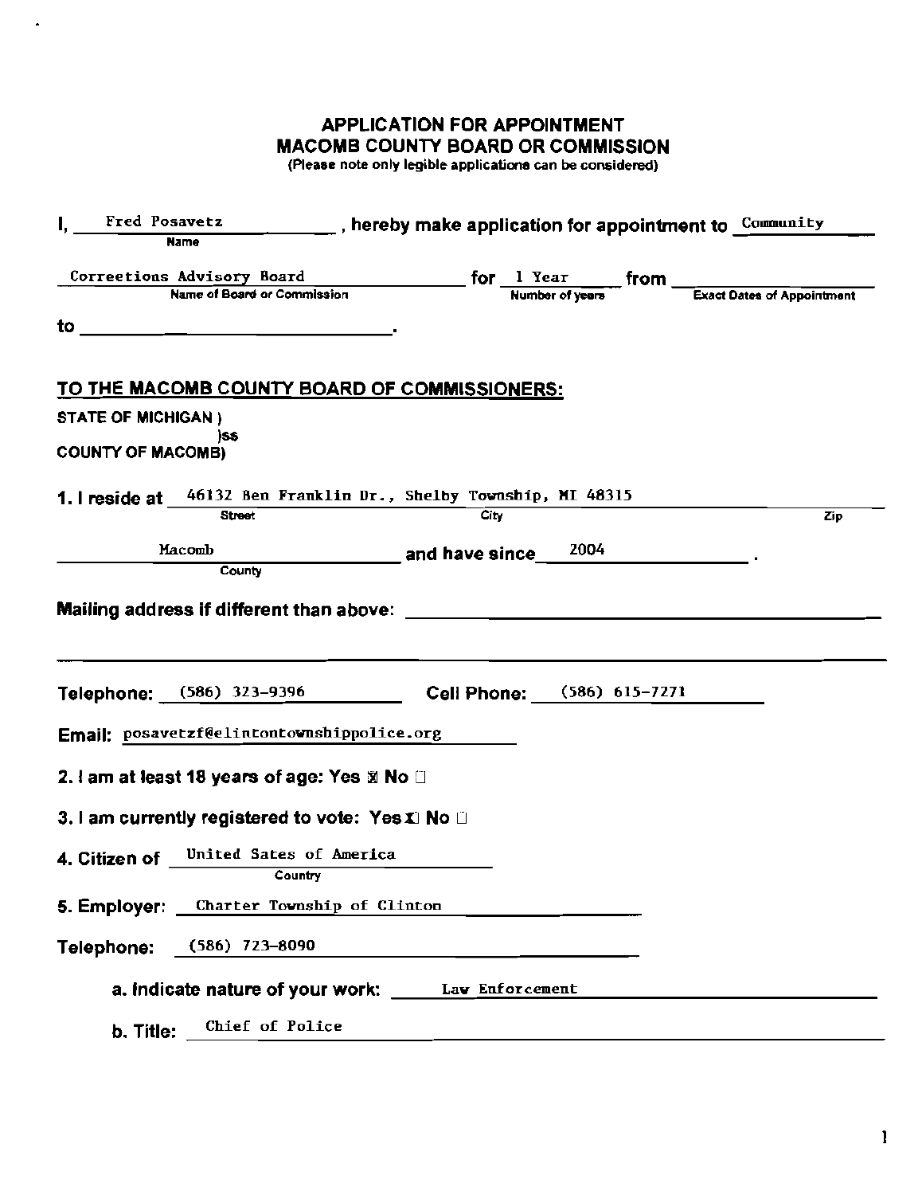# APPLICATION FOR APPOINTMENT
# MACOMB COUNTY BOARD OR COMMISSION

(Please note only legible applications can be considered)

I, Fred Posavetz (Name), hereby make application for appointment to Community Corrections Advisory Board (Name of Board or Commission) for 1 Year (Number of years) from ______ (Exact Dates of Appointment) to ______.

## TO THE MACOMB COUNTY BOARD OF COMMISSIONERS:

STATE OF MICHIGAN )
)ss
COUNTY OF MACOMB)

**1. I reside at** 46132 Ben Franklin Dr., Shelby Township, MI 48315 (Street / City / Zip)

Macomb (County) **and have since** 2004.

**Mailing address if different than above:** ______

**Telephone:** (586) 323-9396 **Cell Phone:** (586) 615-7271

**Email:** posavetzf@clintontownshippolice.org

**2. I am at least 18 years of age:** Yes ☒ No ☐

**3. I am currently registered to vote:** Yes ☒ No ☐

**4. Citizen of** United Sates of America (Country)

**5. Employer:** Charter Township of Clinton

**Telephone:** (586) 723-8090

**a. Indicate nature of your work:** Law Enforcement

**b. Title:** Chief of Police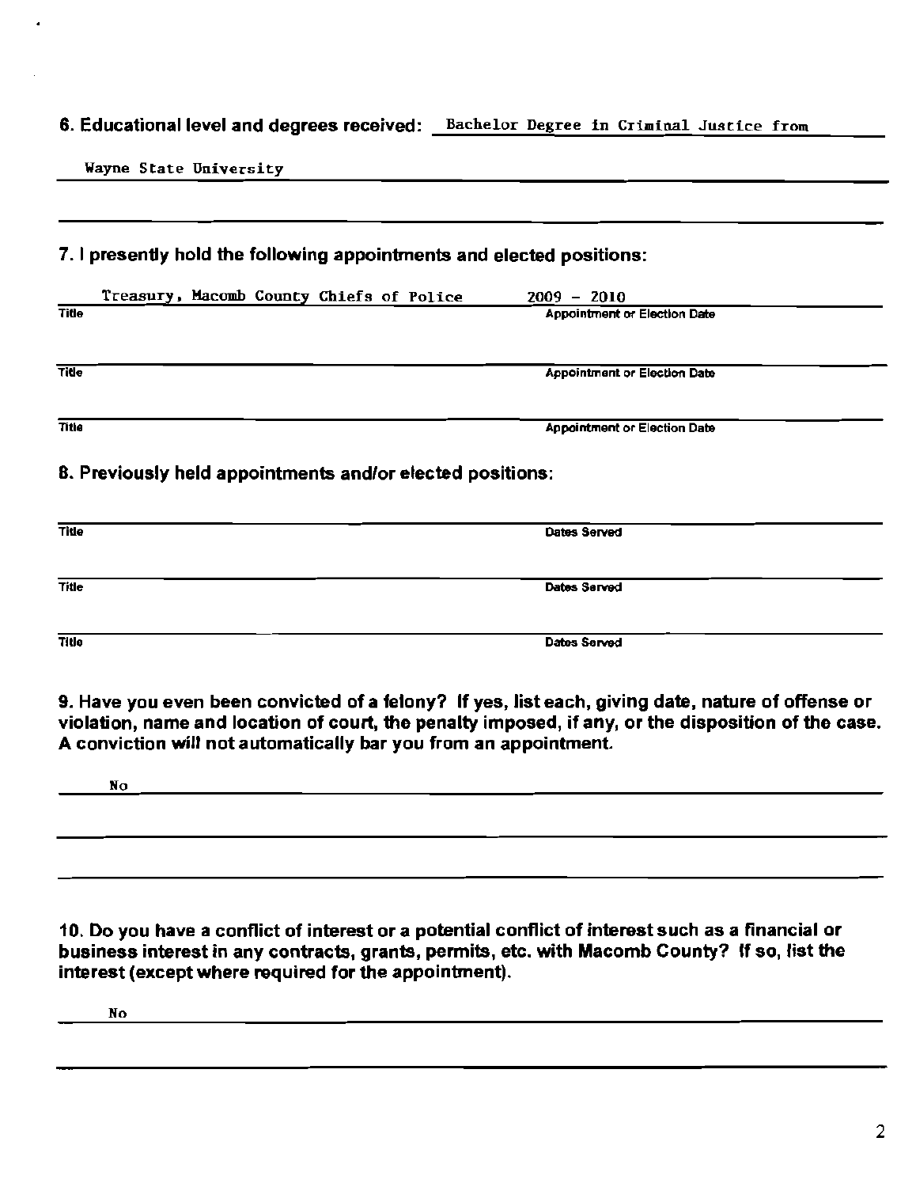**6. Educational level and degrees received:** Bachelor Degree in Criminal Justice from Wayne State University

**7. I presently hold the following appointments and elected positions:**

| Title | Appointment or Election Date |
|---|---|
| Treasury, Macomb County Chiefs of Police | 2009 - 2010 |
| | |
| | |

**8. Previously held appointments and/or elected positions:**

| Title | Dates Served |
|---|---|
| | |
| | |
| | |

**9. Have you even been convicted of a felony? If yes, list each, giving date, nature of offense or violation, name and location of court, the penalty imposed, if any, or the disposition of the case. A conviction will not automatically bar you from an appointment.**

No

**10. Do you have a conflict of interest or a potential conflict of interest such as a financial or business interest in any contracts, grants, permits, etc. with Macomb County? If so, list the interest (except where required for the appointment).**

No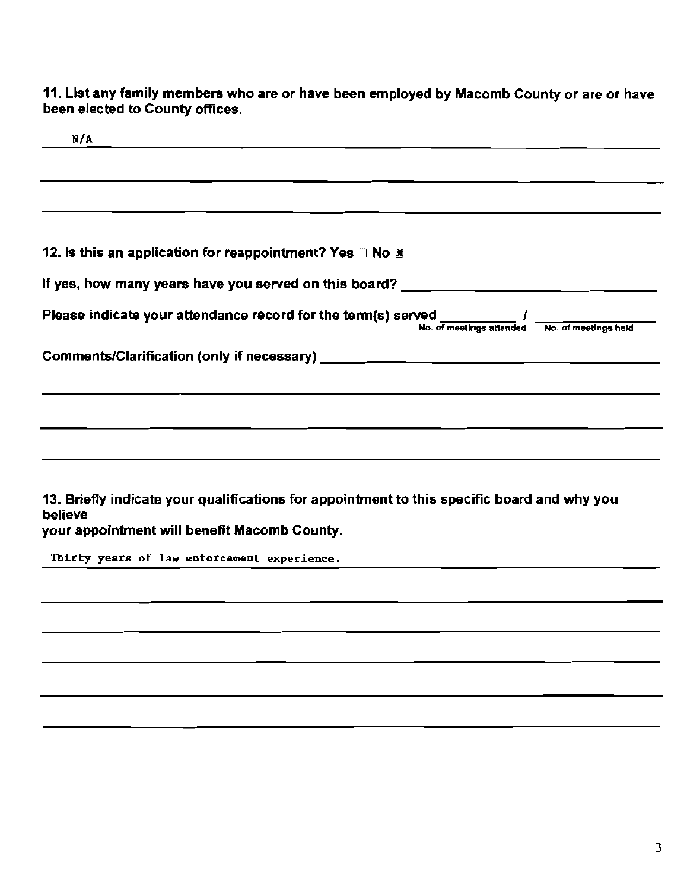**11. List any family members who are or have been employed by Macomb County or are or have been elected to County offices.**

N/A

**12. Is this an application for reappointment? Yes ☐ No ☒**

**If yes, how many years have you served on this board?** ______________________

**Please indicate your attendance record for the term(s) served** ________ / ________
No. of meetings attended / No. of meetings held

**Comments/Clarification (only if necessary)** ______________________

**13. Briefly indicate your qualifications for appointment to this specific board and why you believe your appointment will benefit Macomb County.**

Thirty years of law enforcement experience.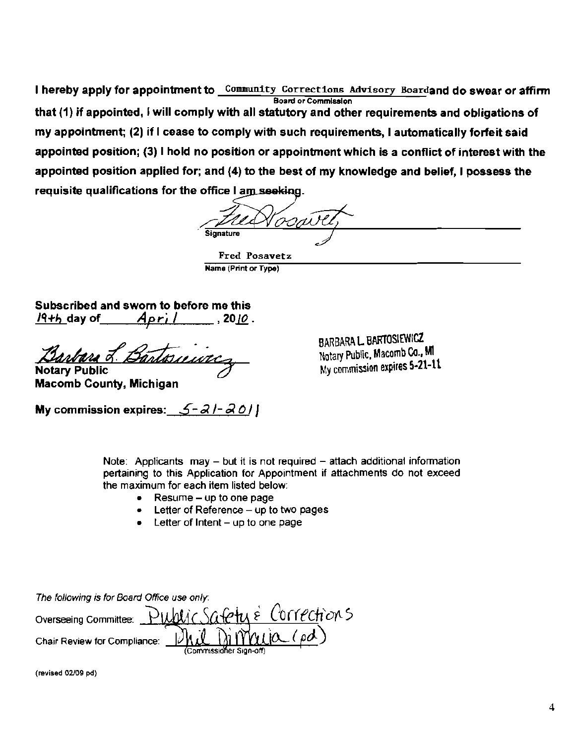**I hereby apply for appointment to** Community Corrections Advisory Board **and do swear or affirm that (1) if appointed, I will comply with all statutory and other requirements and obligations of my appointment; (2) if I cease to comply with such requirements, I automatically forfeit said appointed position; (3) I hold no position or appointment which is a conflict of interest with the appointed position applied for; and (4) to the best of my knowledge and belief, I possess the requisite qualifications for the office I am seeking.**

Board or Commission

Fred Posavetz
Signature

Fred Posavetz
Name (Print or Type)

**Subscribed and sworn to before me this**
**19th day of April, 2010.**

Barbara L. Bartosiewicz
**Notary Public**
**Macomb County, Michigan**

BARBARA L. BARTOSIEWICZ
Notary Public, Macomb Co., MI
My commission expires 5-21-11

**My commission expires:** 5-21-2011

Note: Applicants may – but it is not required – attach additional information pertaining to this Application for Appointment if attachments do not exceed the maximum for each item listed below:

- Resume – up to one page
- Letter of Reference – up to two pages
- Letter of Intent – up to one page

*The following is for Board Office use only:*

Overseeing Committee: Public Safety & Corrections

Chair Review for Compliance: Phil DiMaria (pd)
(Commissioner Sign-off)

(revised 02/09 pd)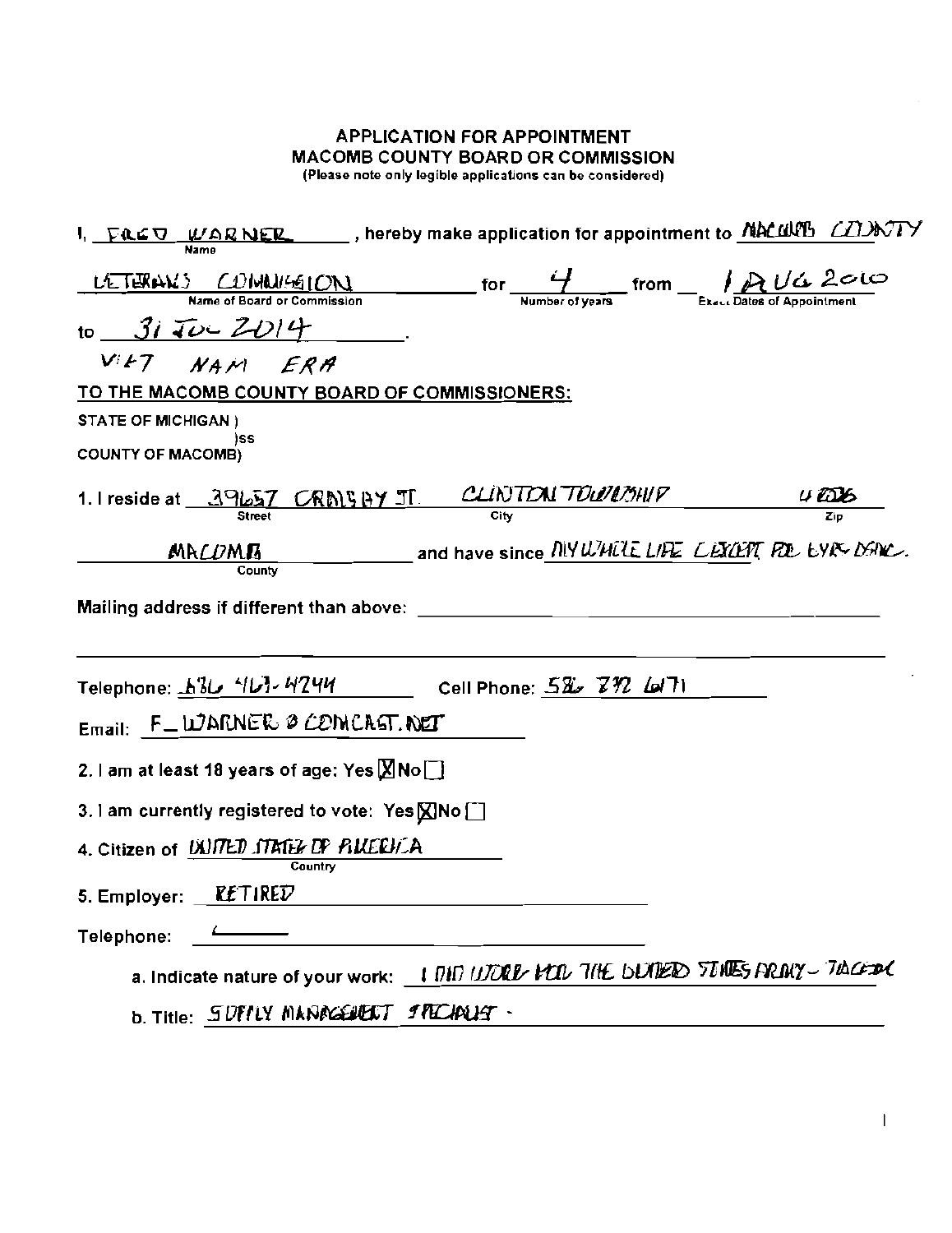**APPLICATION FOR APPOINTMENT**
**MACOMB COUNTY BOARD OR COMMISSION**
(Please note only legible applications can be considered)

I, FRED WARNER (Name), hereby make application for appointment to MACOMB COUNTY VETERANS COMMISSION (Name of Board or Commission) for 4 (Number of years) from 1 AUG 2010 (Exact Dates of Appointment) to 31 JUL 2014.

VIET NAM ERA

TO THE MACOMB COUNTY BOARD OF COMMISSIONERS:

STATE OF MICHIGAN )
)ss
COUNTY OF MACOMB)

1. I reside at 39657 CROSBY ST. (Street) CLINTON TOWNSHIP (City) 48036 (Zip)

MACOMB (County) and have since MY WHOLE LIFE EXCEPT FOR EYR DONE.

Mailing address if different than above: ______________________

Telephone: 586 463-4244 Cell Phone: 586 292 6171

Email: F_WARNER@COMCAST.NET

2. I am at least 18 years of age: Yes [X] No [ ]

3. I am currently registered to vote: Yes [X] No [ ]

4. Citizen of UNITED STATES OF AMERICA (Country)

5. Employer: RETIRED

Telephone: ______

a. Indicate nature of your work: I DID WORK FOR THE UNITED STATES ARMY - TACOM

b. Title: SUPPLY MANAGEMENT SPECIALIST -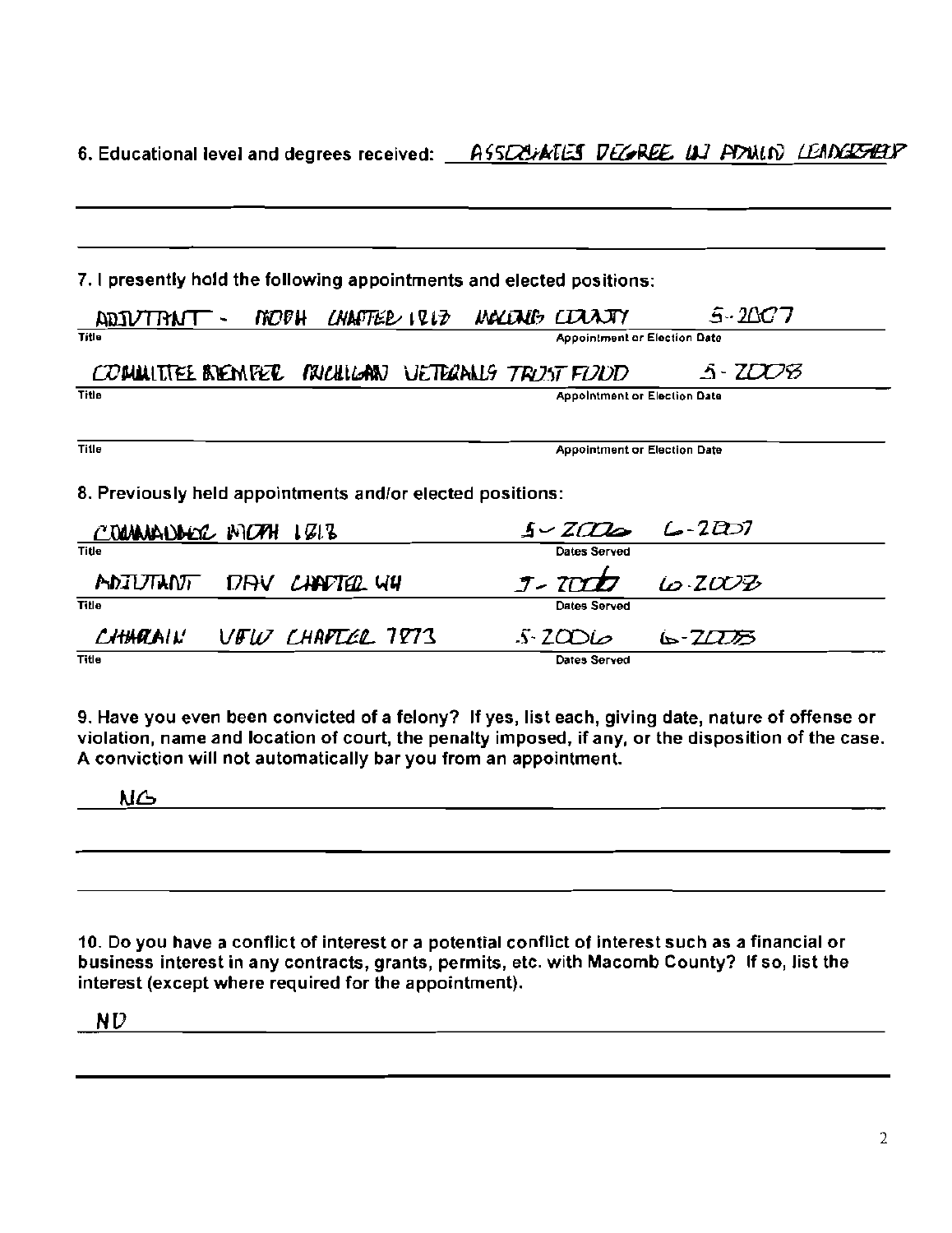6. Educational level and degrees received: ASSOCIATES DEGREE IN APPLIED LEADERSHIP

7. I presently hold the following appointments and elected positions:

| Title | Appointment or Election Date |
|---|---|
| ADJUTANT - MOPH CHAPTER 1812 MACOMB COUNTY | 5-2007 |
| COMMITTEE MEMBER MICHIGAN VETERANS TRUST FUND | 5-2008 |
| | |

8. Previously held appointments and/or elected positions:

| Title | Dates Served |
|---|---|
| COMMANDER MOPH 1812 | 5-2006 6-2007 |
| ADJUTANT DAV CHAPTER 44 | 7-2007 6-2008 |
| CHAPLAIN VFW CHAPTER 7873 | 5-2006 6-2008 |

9. Have you even been convicted of a felony? If yes, list each, giving date, nature of offense or violation, name and location of court, the penalty imposed, if any, or the disposition of the case. A conviction will not automatically bar you from an appointment.

NO

10. Do you have a conflict of interest or a potential conflict of interest such as a financial or business interest in any contracts, grants, permits, etc. with Macomb County? If so, list the interest (except where required for the appointment).

NO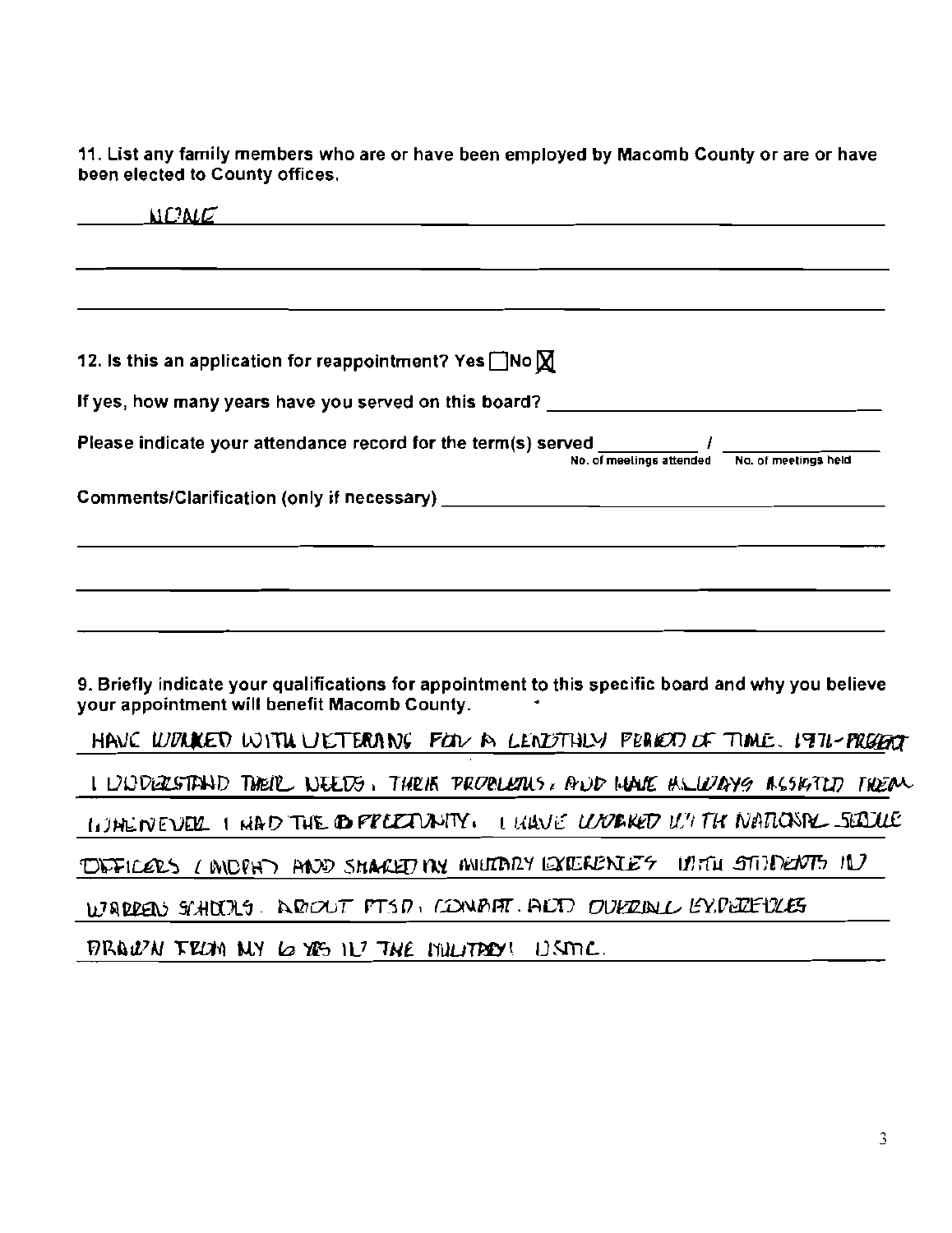11. List any family members who are or have been employed by Macomb County or are or have been elected to County offices.

NONE

12. Is this an application for reappointment? Yes ☐ No ☒

If yes, how many years have you served on this board? ____________________

Please indicate your attendance record for the term(s) served ________ / ________
No. of meetings attended / No. of meetings held

Comments/Clarification (only if necessary) ____________________

9. Briefly indicate your qualifications for appointment to this specific board and why you believe your appointment will benefit Macomb County.

HAVE WORKED WITH VETERANS FOR A LENGTHLY PERIOD OF TIME. 1971-PRESENT I UNDERSTAND THEIR NEEDS, THEIR PROBLEMS, AND HAVE ALWAYS ASSISTED THEM WHENEVER I HAD THE OPPORTUNITY. I HAVE WORKED WITH NATIONAL SERVICE OFFICERS (MOPH) AND SHARED MY MILITARY EXPERIENCES WITH STUDENTS IN WARREN SCHOOLS. ABOUT PTSD, COMBAT. AND OVERALL EXPERIENCES DRAWN FROM MY 6 YRS IN THE MILITARY! USMC.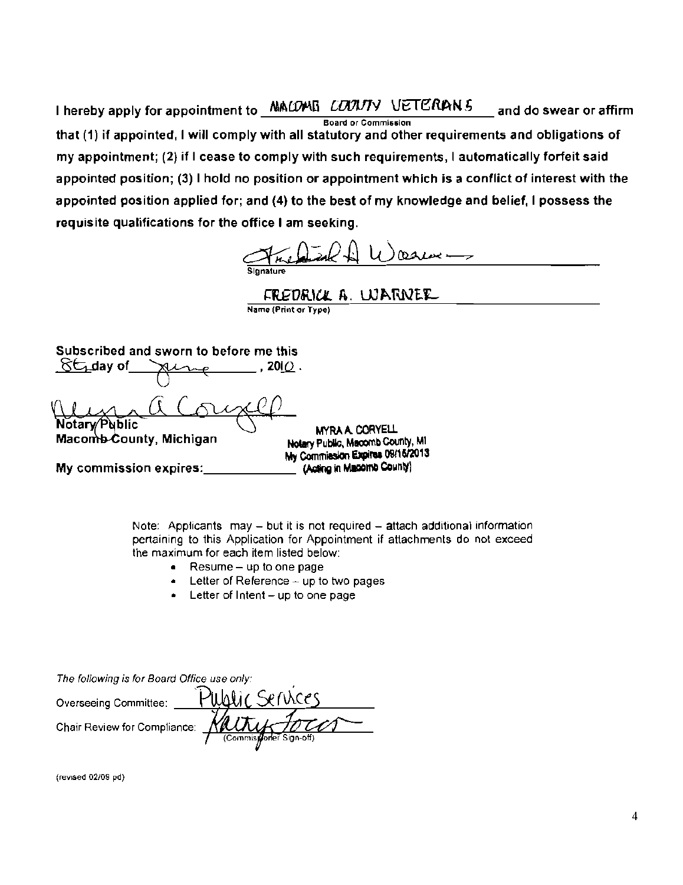I hereby apply for appointment to MACOMB COUNTY VETERANS and do swear or affirm
Board or Commission

that (1) if appointed, I will comply with all statutory and other requirements and obligations of my appointment; (2) if I cease to comply with such requirements, I automatically forfeit said appointed position; (3) I hold no position or appointment which is a conflict of interest with the appointed position applied for; and (4) to the best of my knowledge and belief, I possess the requisite qualifications for the office I am seeking.

Frederick A Warner
Signature

FREDRICK A. WARNER
Name (Print or Type)

Subscribed and sworn to before me this
8th day of June, 2010.

Myra A Coryell
Notary Public
Macomb County, Michigan

MYRA A. CORYELL
Notary Public, Macomb County, MI
My Commission Expires 09/16/2013
(Acting in Macomb County)

My commission expires: ____________

Note: Applicants may – but it is not required – attach additional information pertaining to this Application for Appointment if attachments do not exceed the maximum for each item listed below:

- Resume – up to one page
- Letter of Reference – up to two pages
- Letter of Intent – up to one page

*The following is for Board Office use only:*

Overseeing Committee: Public Services

Chair Review for Compliance: Kathy Tocco
(Commissioner Sign-off)

(revised 02/09 pd)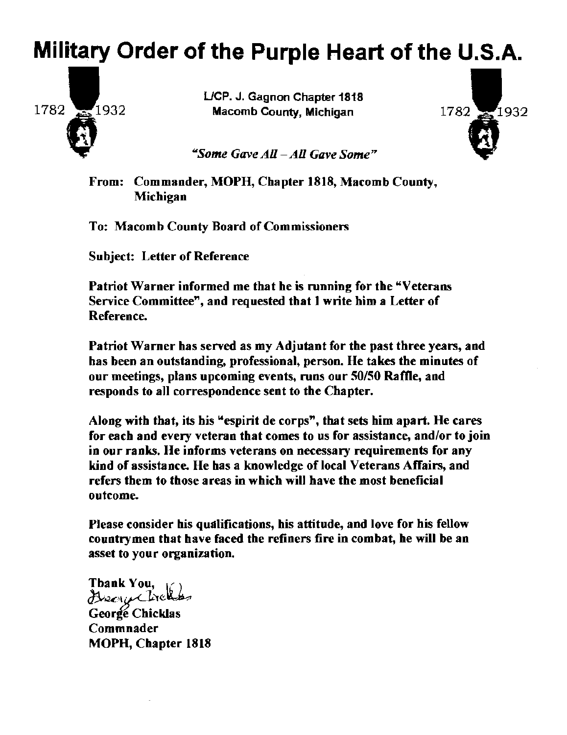# Military Order of the Purple Heart of the U.S.A.

1782 1932

L/CP. J. Gagnon Chapter 1818
Macomb County, Michigan

1782 1932

*"Some Gave All – All Gave Some"*

**From: Commander, MOPH, Chapter 1818, Macomb County, Michigan**

**To: Macomb County Board of Commissioners**

**Subject: Letter of Reference**

**Patriot Warner informed me that he is running for the "Veterans Service Committee", and requested that I write him a Letter of Reference.**

**Patriot Warner has served as my Adjutant for the past three years, and has been an outstanding, professional, person. He takes the minutes of our meetings, plans upcoming events, runs our 50/50 Raffle, and responds to all correspondence sent to the Chapter.**

**Along with that, its his "espirit de corps", that sets him apart. He cares for each and every veteran that comes to us for assistance, and/or to join in our ranks. He informs veterans on necessary requirements for any kind of assistance. He has a knowledge of local Veterans Affairs, and refers them to those areas in which will have the most beneficial outcome.**

**Please consider his qualifications, his attitude, and love for his fellow countrymen that have faced the refiners fire in combat, he will be an asset to your organization.**

**Thank You,**

**George Chicklas**
**Commnader**
**MOPH, Chapter 1818**